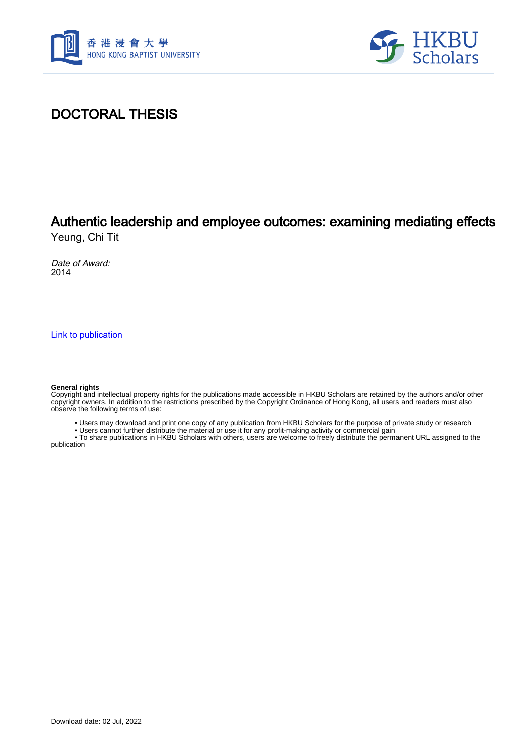# DOCTORAL THESIS

## Authentic leadership and employee outcomes: examining mediating effects

Yeung, Chi Tit

*Date of Award:*
2014

Link to publication

**General rights**
Copyright and intellectual property rights for the publications made accessible in HKBU Scholars are retained by the authors and/or other copyright owners. In addition to the restrictions prescribed by the Copyright Ordinance of Hong Kong, all users and readers must also observe the following terms of use:

- Users may download and print one copy of any publication from HKBU Scholars for the purpose of private study or research
- Users cannot further distribute the material or use it for any profit-making activity or commercial gain
- To share publications in HKBU Scholars with others, users are welcome to freely distribute the permanent URL assigned to the publication

Download date: 02 Jul, 2022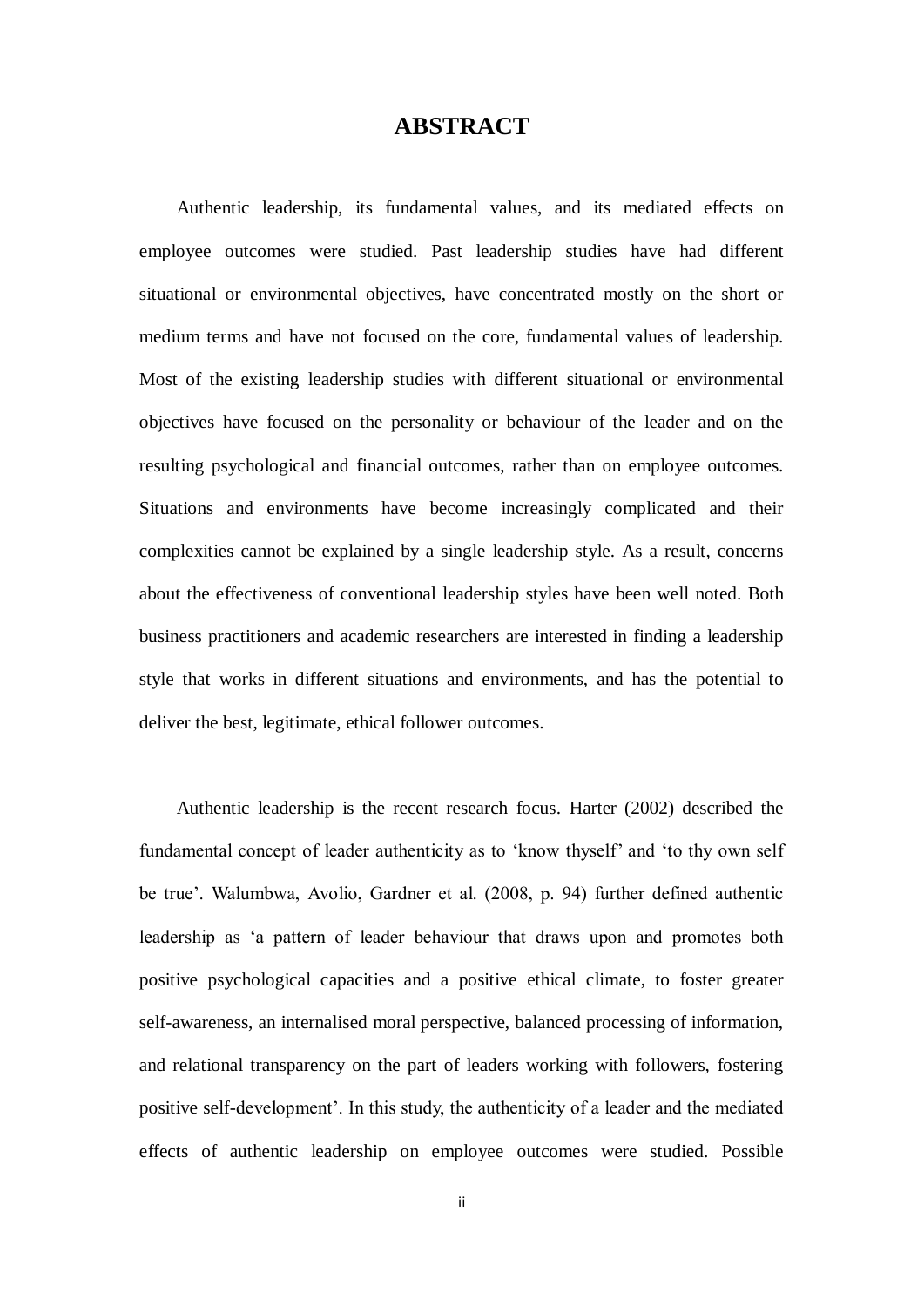# ABSTRACT

Authentic leadership, its fundamental values, and its mediated effects on employee outcomes were studied. Past leadership studies have had different situational or environmental objectives, have concentrated mostly on the short or medium terms and have not focused on the core, fundamental values of leadership. Most of the existing leadership studies with different situational or environmental objectives have focused on the personality or behaviour of the leader and on the resulting psychological and financial outcomes, rather than on employee outcomes. Situations and environments have become increasingly complicated and their complexities cannot be explained by a single leadership style. As a result, concerns about the effectiveness of conventional leadership styles have been well noted. Both business practitioners and academic researchers are interested in finding a leadership style that works in different situations and environments, and has the potential to deliver the best, legitimate, ethical follower outcomes.

Authentic leadership is the recent research focus. Harter (2002) described the fundamental concept of leader authenticity as to 'know thyself' and 'to thy own self be true'. Walumbwa, Avolio, Gardner et al. (2008, p. 94) further defined authentic leadership as 'a pattern of leader behaviour that draws upon and promotes both positive psychological capacities and a positive ethical climate, to foster greater self-awareness, an internalised moral perspective, balanced processing of information, and relational transparency on the part of leaders working with followers, fostering positive self-development'. In this study, the authenticity of a leader and the mediated effects of authentic leadership on employee outcomes were studied. Possible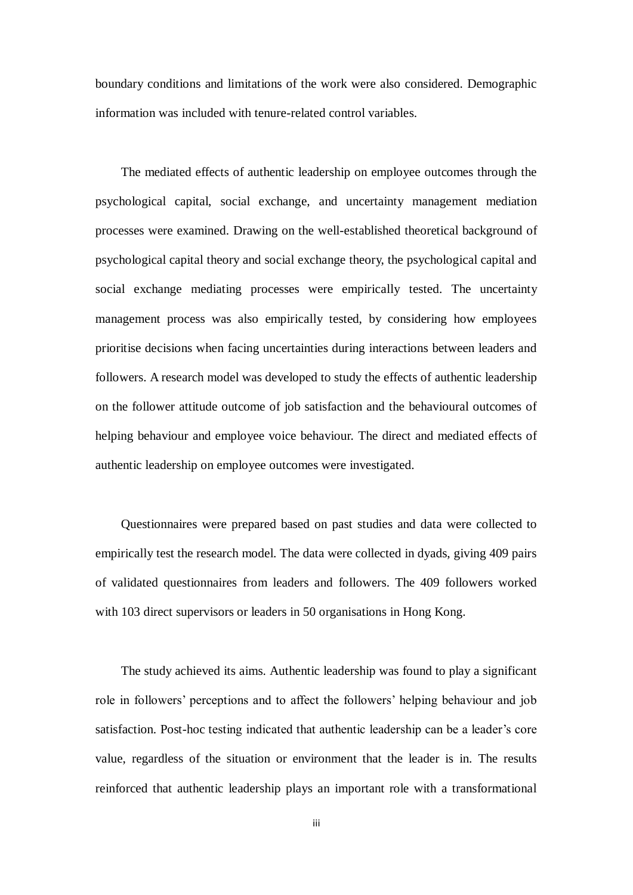boundary conditions and limitations of the work were also considered. Demographic information was included with tenure-related control variables.

The mediated effects of authentic leadership on employee outcomes through the psychological capital, social exchange, and uncertainty management mediation processes were examined. Drawing on the well-established theoretical background of psychological capital theory and social exchange theory, the psychological capital and social exchange mediating processes were empirically tested. The uncertainty management process was also empirically tested, by considering how employees prioritise decisions when facing uncertainties during interactions between leaders and followers. A research model was developed to study the effects of authentic leadership on the follower attitude outcome of job satisfaction and the behavioural outcomes of helping behaviour and employee voice behaviour. The direct and mediated effects of authentic leadership on employee outcomes were investigated.

Questionnaires were prepared based on past studies and data were collected to empirically test the research model. The data were collected in dyads, giving 409 pairs of validated questionnaires from leaders and followers. The 409 followers worked with 103 direct supervisors or leaders in 50 organisations in Hong Kong.

The study achieved its aims. Authentic leadership was found to play a significant role in followers' perceptions and to affect the followers' helping behaviour and job satisfaction. Post-hoc testing indicated that authentic leadership can be a leader's core value, regardless of the situation or environment that the leader is in. The results reinforced that authentic leadership plays an important role with a transformational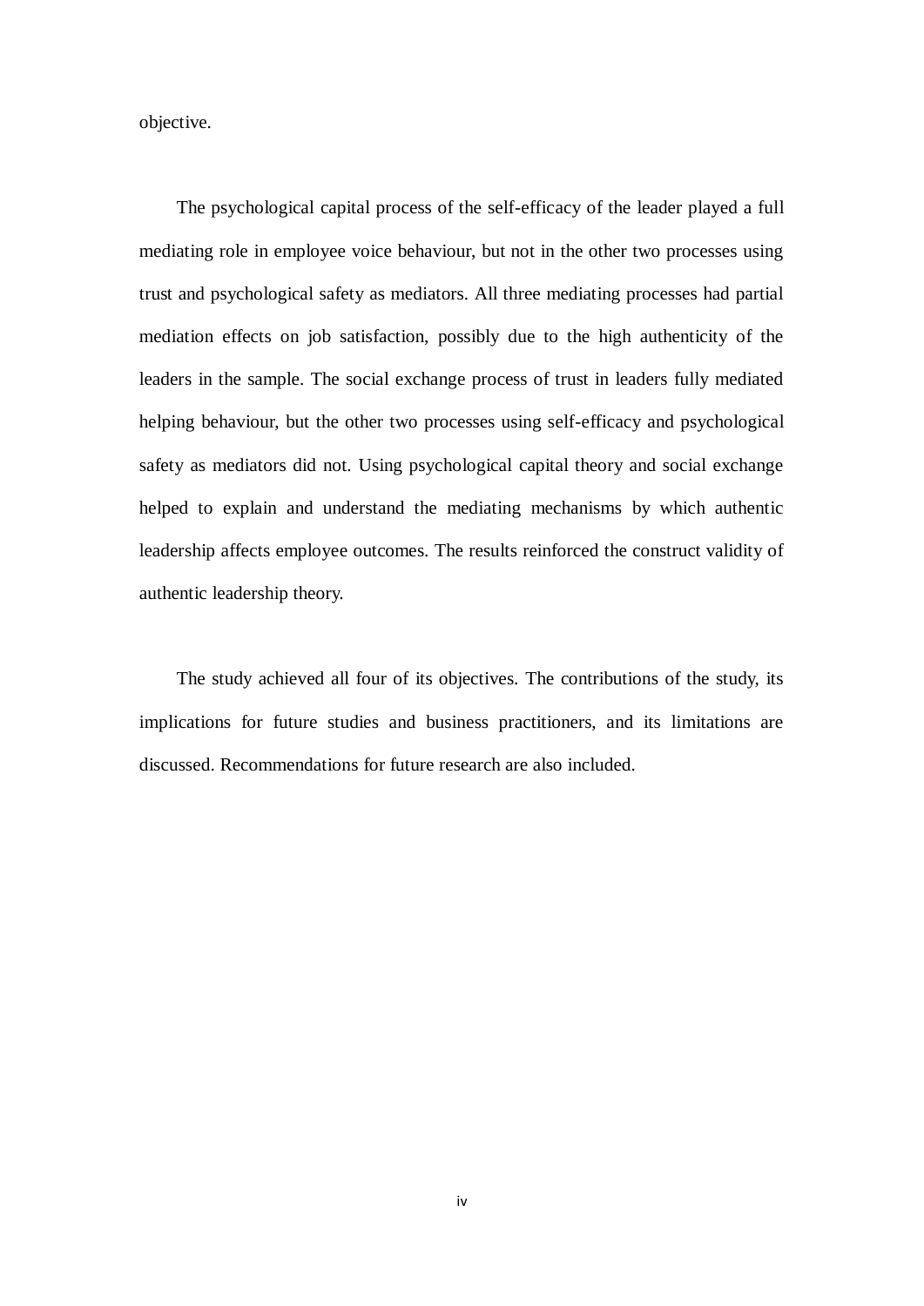objective.

The psychological capital process of the self-efficacy of the leader played a full mediating role in employee voice behaviour, but not in the other two processes using trust and psychological safety as mediators. All three mediating processes had partial mediation effects on job satisfaction, possibly due to the high authenticity of the leaders in the sample. The social exchange process of trust in leaders fully mediated helping behaviour, but the other two processes using self-efficacy and psychological safety as mediators did not. Using psychological capital theory and social exchange helped to explain and understand the mediating mechanisms by which authentic leadership affects employee outcomes. The results reinforced the construct validity of authentic leadership theory.

The study achieved all four of its objectives. The contributions of the study, its implications for future studies and business practitioners, and its limitations are discussed. Recommendations for future research are also included.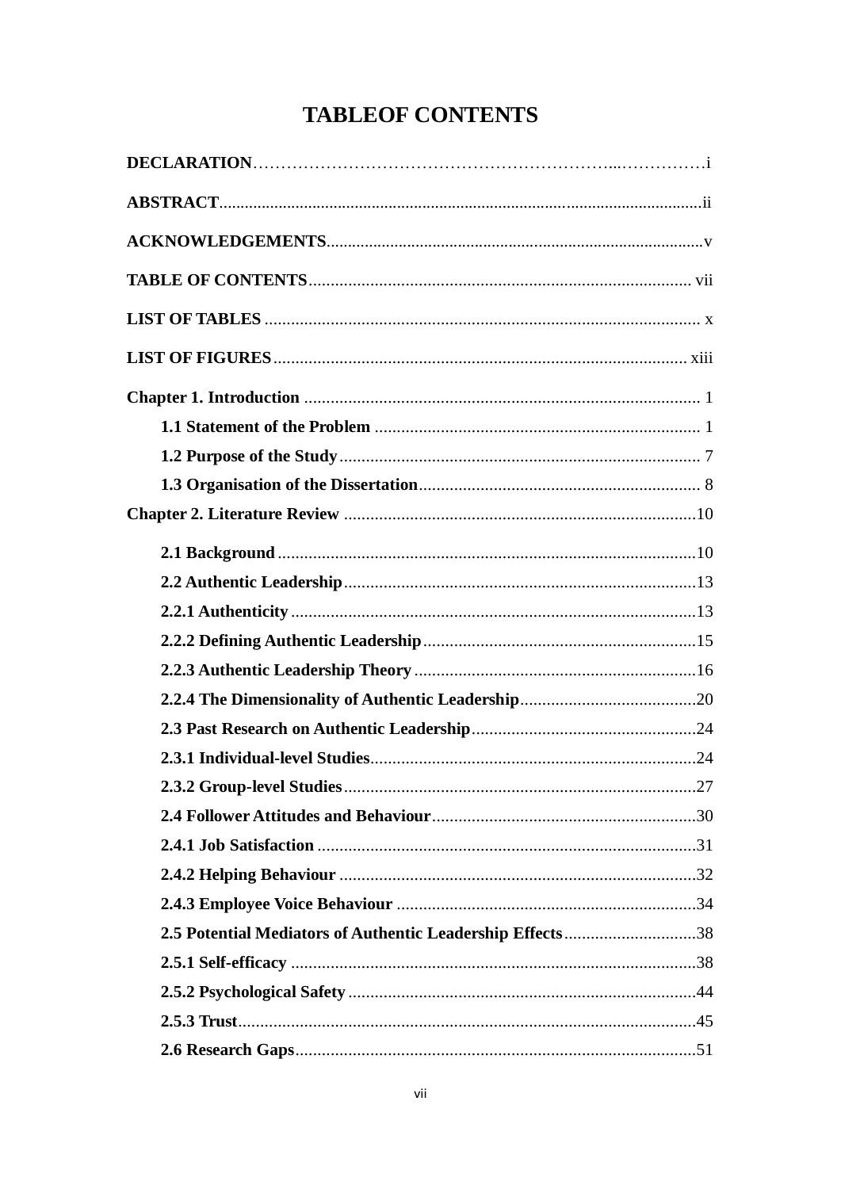# TABLEOF CONTENTS

**DECLARATION**……………………………………………………...……………i

**ABSTRACT**...............................................................................................................ii

**ACKNOWLEDGEMENTS**.......................................................................................v

**TABLE OF CONTENTS**....................................................................................... vii

**LIST OF TABLES** ................................................................................................... x

**LIST OF FIGURES**.............................................................................................. xiii

**Chapter 1. Introduction** .......................................................................................... 1

- **1.1 Statement of the Problem** .......................................................................... 1
- **1.2 Purpose of the Study**.................................................................................. 7
- **1.3 Organisation of the Dissertation**................................................................ 8

**Chapter 2. Literature Review** ................................................................................10

- **2.1 Background**...............................................................................................10
- **2.2 Authentic Leadership**................................................................................13
- **2.2.1 Authenticity**............................................................................................13
- **2.2.2 Defining Authentic Leadership**..............................................................15
- **2.2.3 Authentic Leadership Theory**................................................................16
- **2.2.4 The Dimensionality of Authentic Leadership**........................................20
- **2.3 Past Research on Authentic Leadership**...................................................24
- **2.3.1 Individual-level Studies**..........................................................................24
- **2.3.2 Group-level Studies**................................................................................27
- **2.4 Follower Attitudes and Behaviour**............................................................30
- **2.4.1 Job Satisfaction**......................................................................................31
- **2.4.2 Helping Behaviour**.................................................................................32
- **2.4.3 Employee Voice Behaviour**....................................................................34
- **2.5 Potential Mediators of Authentic Leadership Effects**..............................38
- **2.5.1 Self-efficacy**............................................................................................38
- **2.5.2 Psychological Safety**...............................................................................44
- **2.5.3 Trust**........................................................................................................45
- **2.6 Research Gaps**...........................................................................................51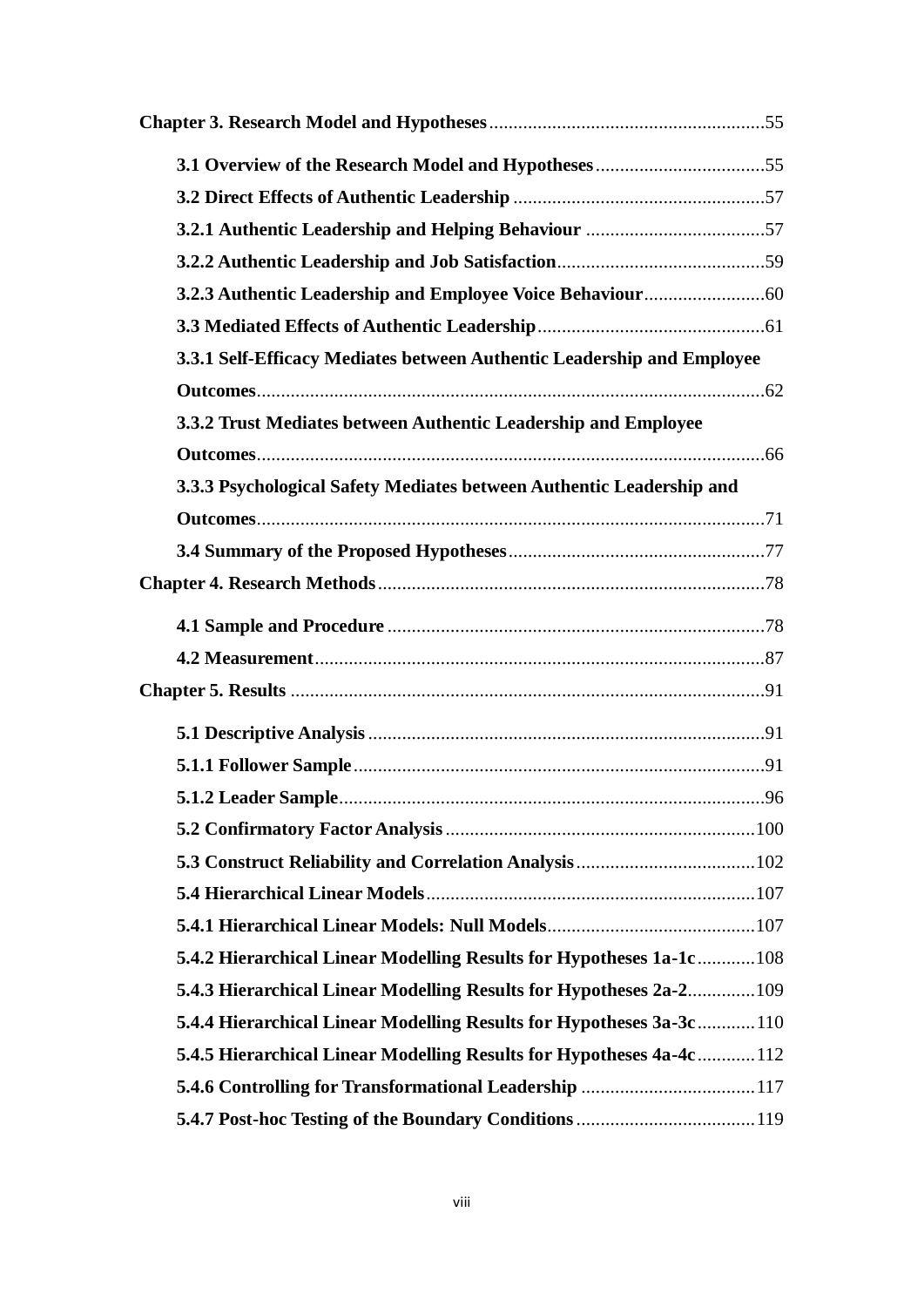**Chapter 3. Research Model and Hypotheses** .......................................................55

**3.1 Overview of the Research Model and Hypotheses** ..................................55

**3.2 Direct Effects of Authentic Leadership** ...................................................57

**3.2.1 Authentic Leadership and Helping Behaviour** .....................................57

**3.2.2 Authentic Leadership and Job Satisfaction** ..........................................59

**3.2.3 Authentic Leadership and Employee Voice Behaviour** ........................60

**3.3 Mediated Effects of Authentic Leadership** ..............................................61

**3.3.1 Self-Efficacy Mediates between Authentic Leadership and Employee Outcomes** ........................................................................................................62

**3.3.2 Trust Mediates between Authentic Leadership and Employee Outcomes** ........................................................................................................66

**3.3.3 Psychological Safety Mediates between Authentic Leadership and Outcomes** ........................................................................................................71

**3.4 Summary of the Proposed Hypotheses** ....................................................77

**Chapter 4. Research Methods** ................................................................................78

**4.1 Sample and Procedure** .............................................................................78

**4.2 Measurement** ............................................................................................87

**Chapter 5. Results** ..................................................................................................91

**5.1 Descriptive Analysis** .................................................................................91

**5.1.1 Follower Sample** .......................................................................................91

**5.1.2 Leader Sample** ..........................................................................................96

**5.2 Confirmatory Factor Analysis** .................................................................100

**5.3 Construct Reliability and Correlation Analysis** .....................................102

**5.4 Hierarchical Linear Models** ....................................................................107

**5.4.1 Hierarchical Linear Models: Null Models** ...........................................107

**5.4.2 Hierarchical Linear Modelling Results for Hypotheses 1a-1c** ............108

**5.4.3 Hierarchical Linear Modelling Results for Hypotheses 2a-2** ..............109

**5.4.4 Hierarchical Linear Modelling Results for Hypotheses 3a-3c** ............110

**5.4.5 Hierarchical Linear Modelling Results for Hypotheses 4a-4c** ............112

**5.4.6 Controlling for Transformational Leadership** ....................................117

**5.4.7 Post-hoc Testing of the Boundary Conditions** .....................................119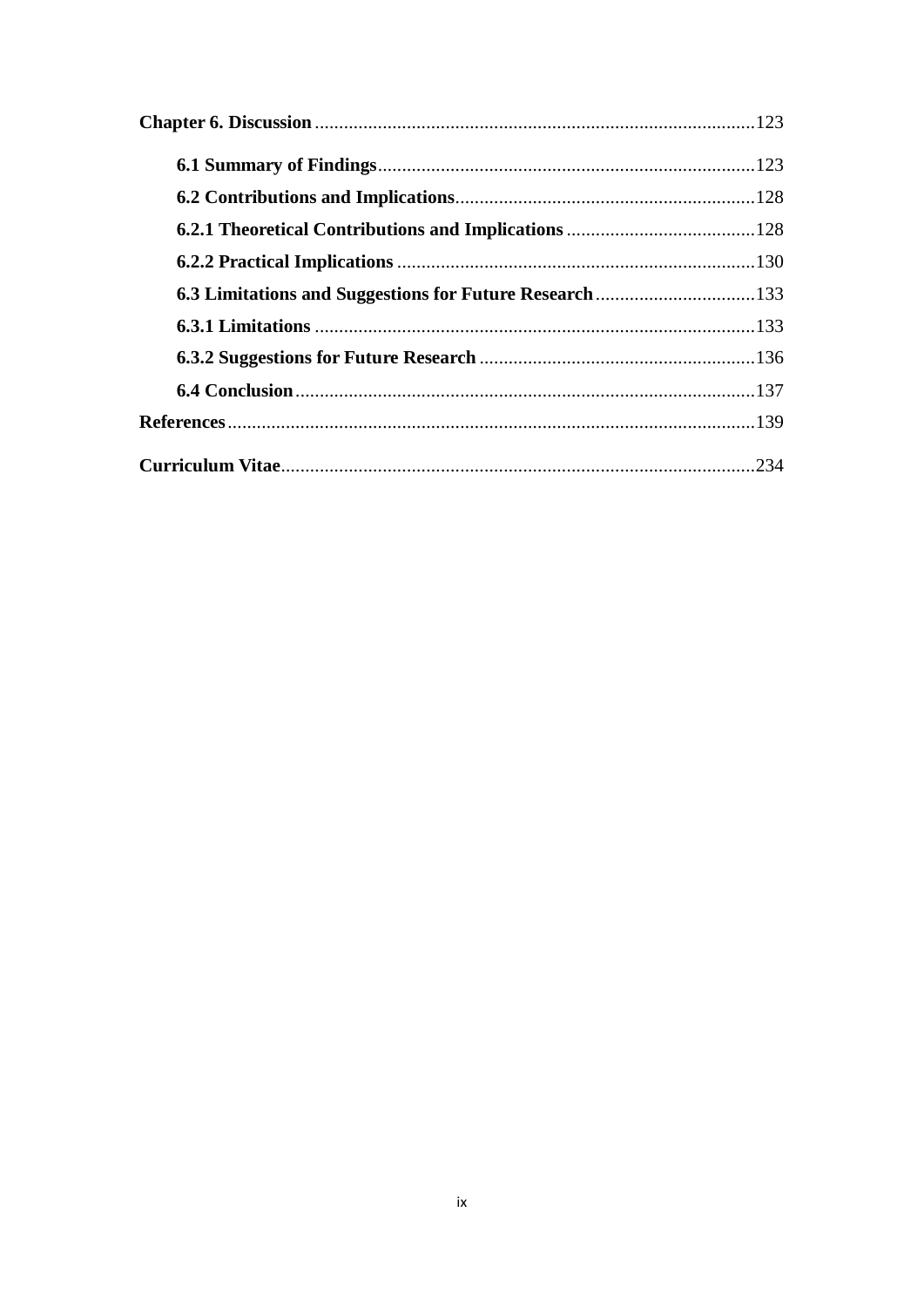**Chapter 6. Discussion** ........................................................................................ 123

- **6.1 Summary of Findings** ........................................................................ 123
- **6.2 Contributions and Implications** ......................................................... 128
- **6.2.1 Theoretical Contributions and Implications** ....................................... 128
- **6.2.2 Practical Implications** ...................................................................... 130
- **6.3 Limitations and Suggestions for Future Research** ................................ 133
- **6.3.1 Limitations** ...................................................................................... 133
- **6.3.2 Suggestions for Future Research** ...................................................... 136
- **6.4 Conclusion** ......................................................................................... 137

**References** ........................................................................................................ 139

**Curriculum Vitae** ............................................................................................... 234